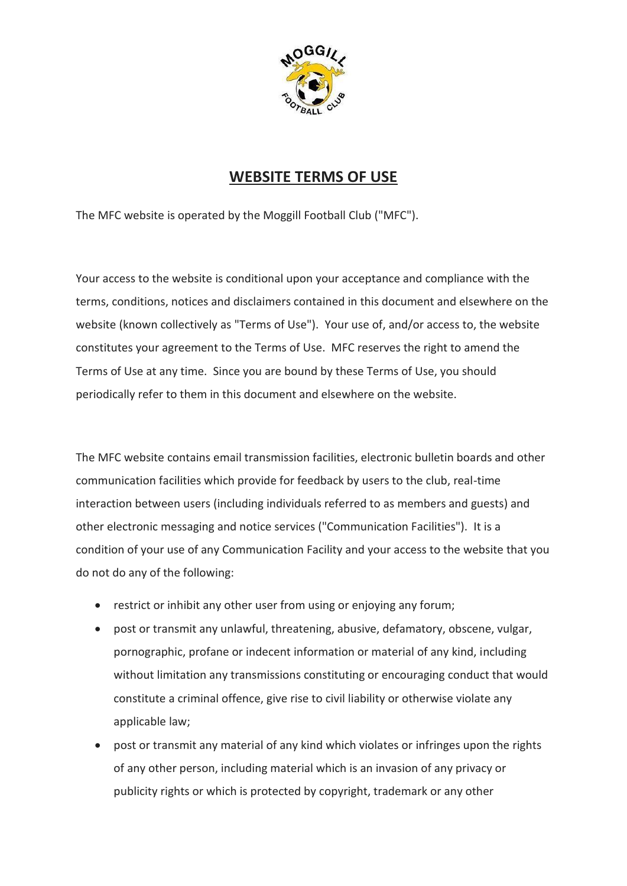# WEBSITE TERMS OF USE

The MFC website is operated by the Moggill Football Club ("MFC").

Your access to the website is conditional upon your acceptance and compliance with the terms, conditions, notices and disclaimers contained in this document and elsewhere on the website (known collectively as "Terms of Use"). Your use of, and/or access to, the website constitutes your agreement to the Terms of Use. MFC reserves the right to amend the Terms of Use at any time. Since you are bound by these Terms of Use, you should periodically refer to them in this document and elsewhere on the website.

The MFC website contains email transmission facilities, electronic bulletin boards and other communication facilities which provide for feedback by users to the club, real-time interaction between users (including individuals referred to as members and guests) and other electronic messaging and notice services ("Communication Facilities"). It is a condition of your use of any Communication Facility and your access to the website that you do not do any of the following:

- restrict or inhibit any other user from using or enjoying any forum;
- post or transmit any unlawful, threatening, abusive, defamatory, obscene, vulgar, pornographic, profane or indecent information or material of any kind, including without limitation any transmissions constituting or encouraging conduct that would constitute a criminal offence, give rise to civil liability or otherwise violate any applicable law;
- post or transmit any material of any kind which violates or infringes upon the rights of any other person, including material which is an invasion of any privacy or publicity rights or which is protected by copyright, trademark or any other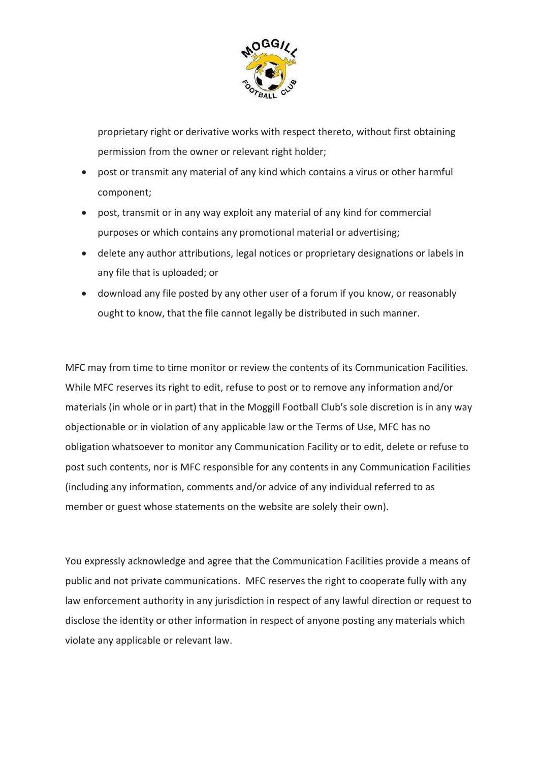proprietary right or derivative works with respect thereto, without first obtaining permission from the owner or relevant right holder;

- post or transmit any material of any kind which contains a virus or other harmful component;
- post, transmit or in any way exploit any material of any kind for commercial purposes or which contains any promotional material or advertising;
- delete any author attributions, legal notices or proprietary designations or labels in any file that is uploaded; or
- download any file posted by any other user of a forum if you know, or reasonably ought to know, that the file cannot legally be distributed in such manner.

MFC may from time to time monitor or review the contents of its Communication Facilities. While MFC reserves its right to edit, refuse to post or to remove any information and/or materials (in whole or in part) that in the Moggill Football Club's sole discretion is in any way objectionable or in violation of any applicable law or the Terms of Use, MFC has no obligation whatsoever to monitor any Communication Facility or to edit, delete or refuse to post such contents, nor is MFC responsible for any contents in any Communication Facilities (including any information, comments and/or advice of any individual referred to as member or guest whose statements on the website are solely their own).

You expressly acknowledge and agree that the Communication Facilities provide a means of public and not private communications. MFC reserves the right to cooperate fully with any law enforcement authority in any jurisdiction in respect of any lawful direction or request to disclose the identity or other information in respect of anyone posting any materials which violate any applicable or relevant law.